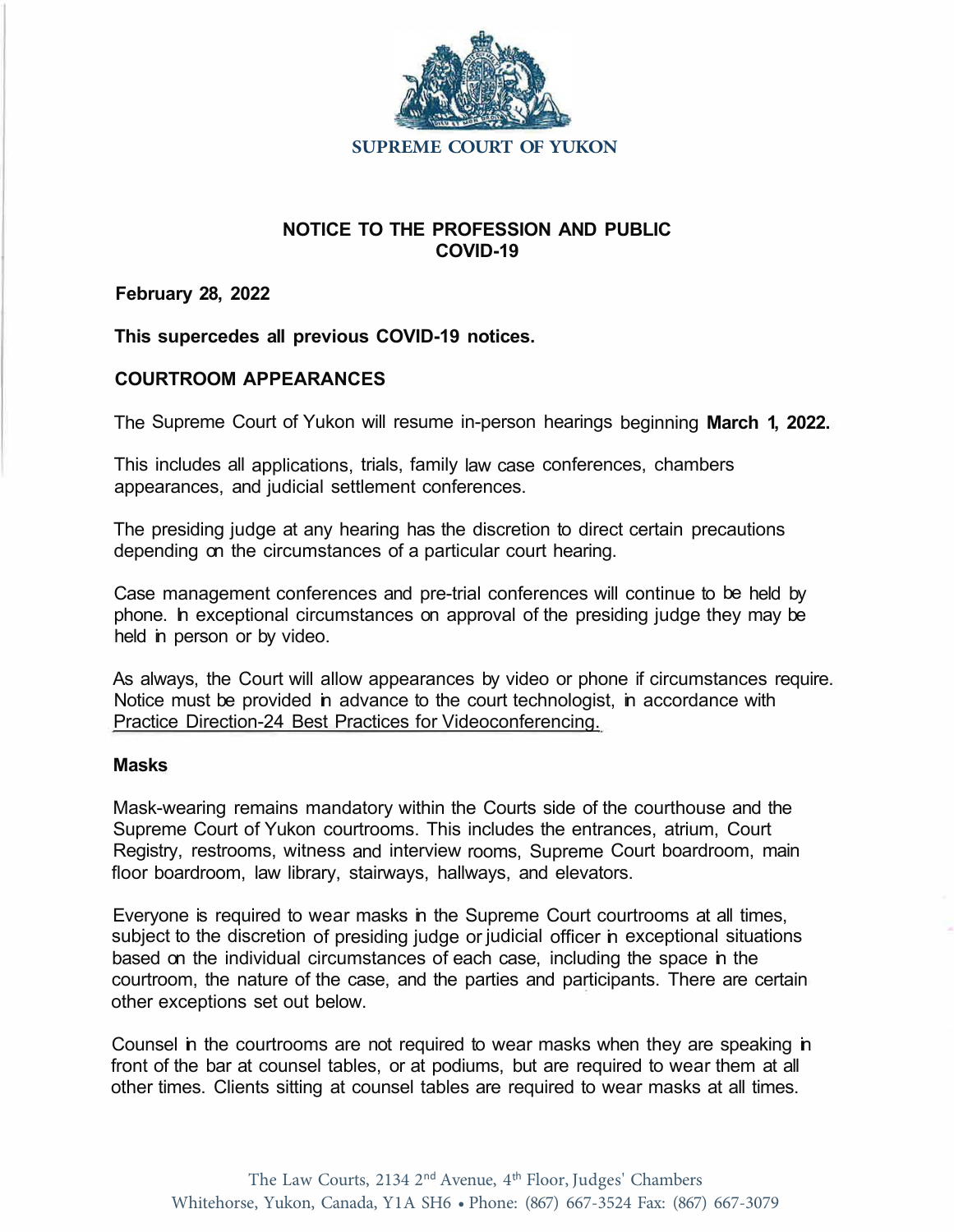SUPREME COURT OF YUKON

## NOTICE TO THE PROFESSION AND PUBLIC
## COVID-19

**February 28, 2022**

**This supercedes all previous COVID-19 notices.**

### COURTROOM APPEARANCES

The Supreme Court of Yukon will resume in-person hearings beginning **March 1, 2022.**

This includes all applications, trials, family law case conferences, chambers appearances, and judicial settlement conferences.

The presiding judge at any hearing has the discretion to direct certain precautions depending on the circumstances of a particular court hearing.

Case management conferences and pre-trial conferences will continue to be held by phone. In exceptional circumstances on approval of the presiding judge they may be held in person or by video.

As always, the Court will allow appearances by video or phone if circumstances require. Notice must be provided in advance to the court technologist, in accordance with Practice Direction-24 Best Practices for Videoconferencing.

#### Masks

Mask-wearing remains mandatory within the Courts side of the courthouse and the Supreme Court of Yukon courtrooms. This includes the entrances, atrium, Court Registry, restrooms, witness and interview rooms, Supreme Court boardroom, main floor boardroom, law library, stairways, hallways, and elevators.

Everyone is required to wear masks in the Supreme Court courtrooms at all times, subject to the discretion of presiding judge or judicial officer in exceptional situations based on the individual circumstances of each case, including the space in the courtroom, the nature of the case, and the parties and participants. There are certain other exceptions set out below.

Counsel in the courtrooms are not required to wear masks when they are speaking in front of the bar at counsel tables, or at podiums, but are required to wear them at all other times. Clients sitting at counsel tables are required to wear masks at all times.

The Law Courts, 2134 2nd Avenue, 4th Floor, Judges' Chambers
Whitehorse, Yukon, Canada, Y1A 5H6 • Phone: (867) 667-3524 Fax: (867) 667-3079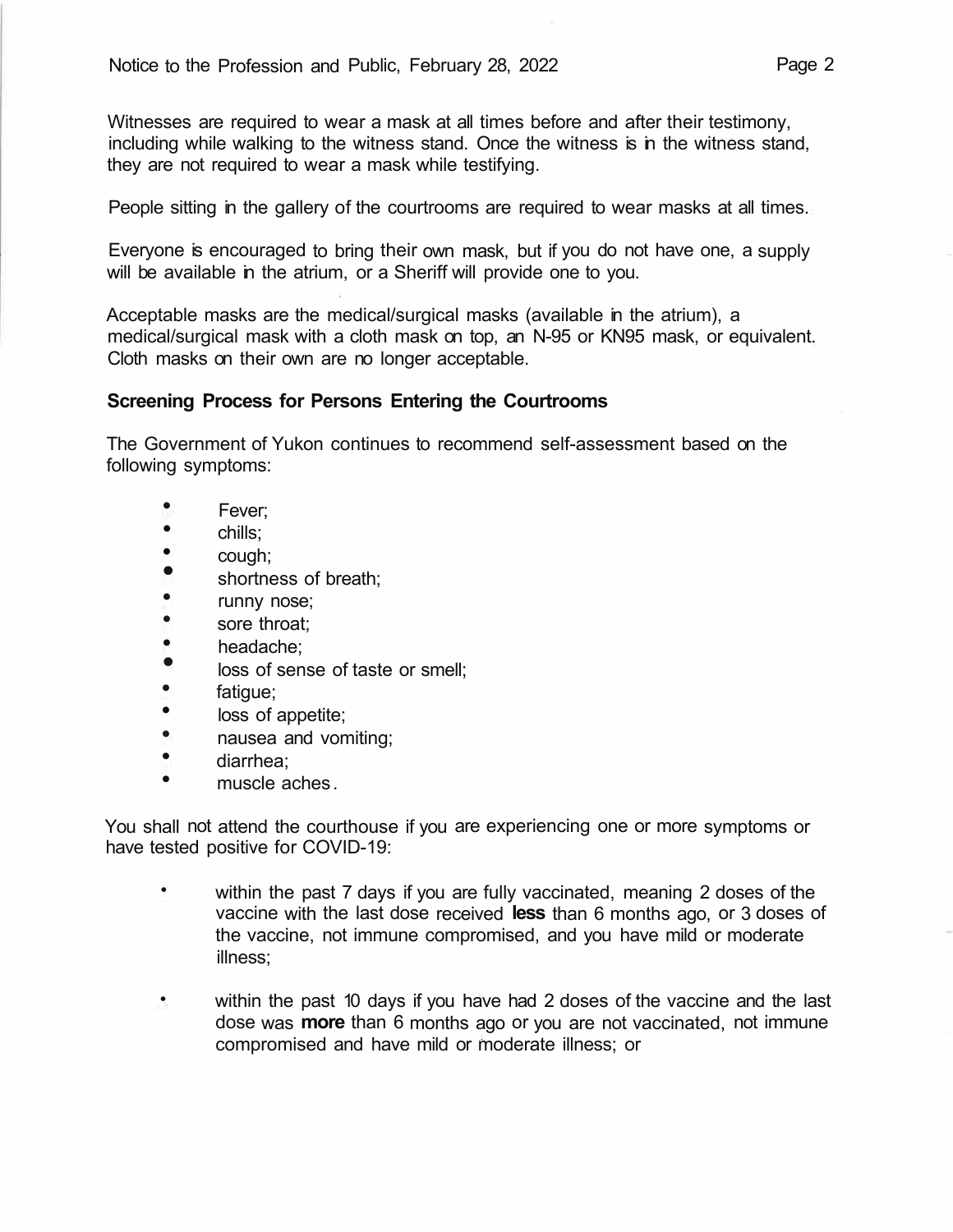Witnesses are required to wear a mask at all times before and after their testimony, including while walking to the witness stand. Once the witness is in the witness stand, they are not required to wear a mask while testifying.

People sitting in the gallery of the courtrooms are required to wear masks at all times.

Everyone is encouraged to bring their own mask, but if you do not have one, a supply will be available in the atrium, or a Sheriff will provide one to you.

Acceptable masks are the medical/surgical masks (available in the atrium), a medical/surgical mask with a cloth mask on top, an N-95 or KN95 mask, or equivalent. Cloth masks on their own are no longer acceptable.

**Screening Process for Persons Entering the Courtrooms**

The Government of Yukon continues to recommend self-assessment based on the following symptoms:

- Fever;
- chills;
- cough;
- shortness of breath;
- runny nose;
- sore throat;
- headache;
- loss of sense of taste or smell;
- fatigue;
- loss of appetite;
- nausea and vomiting;
- diarrhea;
- muscle aches.

You shall not attend the courthouse if you are experiencing one or more symptoms or have tested positive for COVID-19:

- within the past 7 days if you are fully vaccinated, meaning 2 doses of the vaccine with the last dose received **less** than 6 months ago, or 3 doses of the vaccine, not immune compromised, and you have mild or moderate illness;

- within the past 10 days if you have had 2 doses of the vaccine and the last dose was **more** than 6 months ago or you are not vaccinated, not immune compromised and have mild or moderate illness; or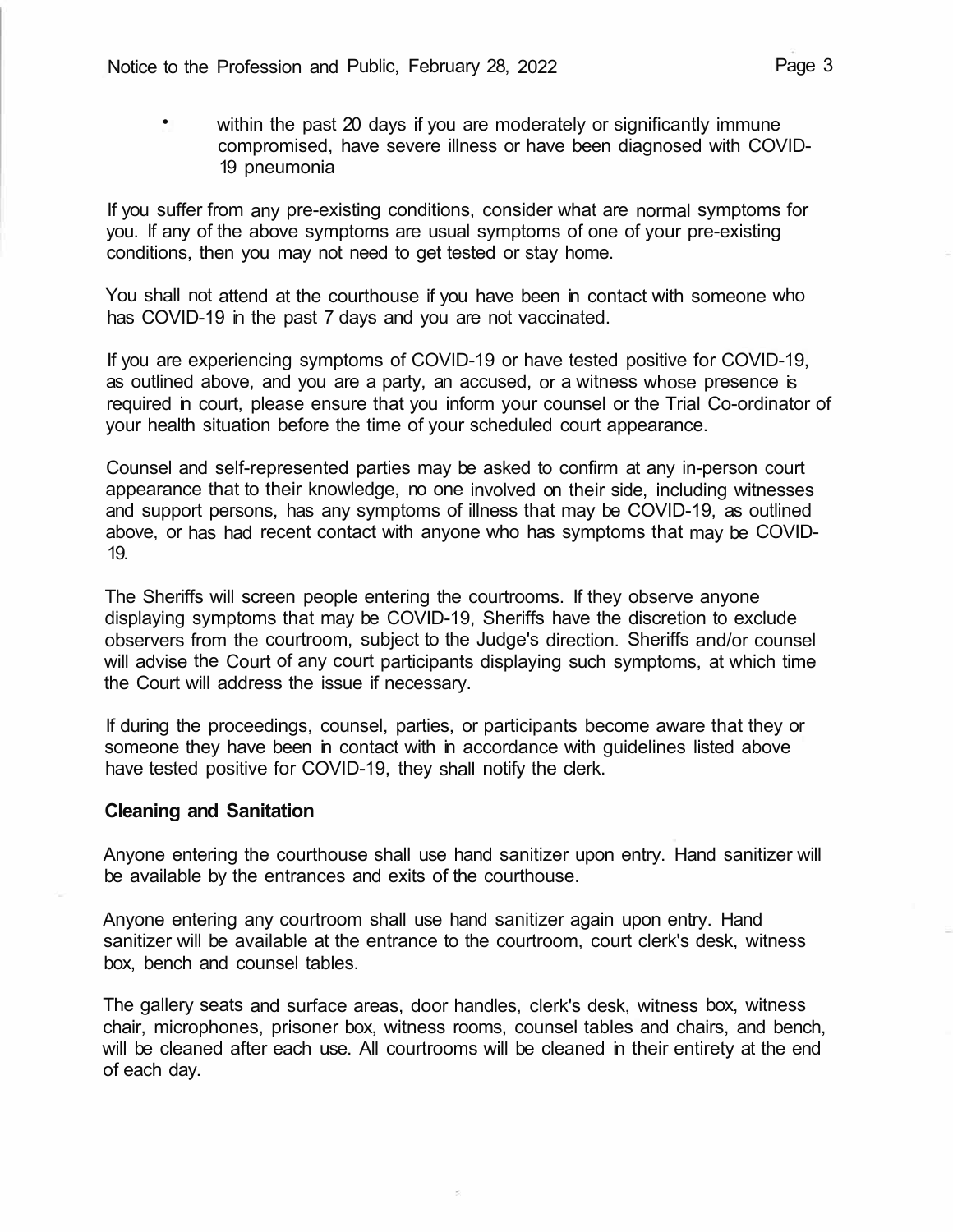- within the past 20 days if you are moderately or significantly immune compromised, have severe illness or have been diagnosed with COVID-19 pneumonia

If you suffer from any pre-existing conditions, consider what are normal symptoms for you. If any of the above symptoms are usual symptoms of one of your pre-existing conditions, then you may not need to get tested or stay home.

You shall not attend at the courthouse if you have been in contact with someone who has COVID-19 in the past 7 days and you are not vaccinated.

If you are experiencing symptoms of COVID-19 or have tested positive for COVID-19, as outlined above, and you are a party, an accused, or a witness whose presence is required in court, please ensure that you inform your counsel or the Trial Co-ordinator of your health situation before the time of your scheduled court appearance.

Counsel and self-represented parties may be asked to confirm at any in-person court appearance that to their knowledge, no one involved on their side, including witnesses and support persons, has any symptoms of illness that may be COVID-19, as outlined above, or has had recent contact with anyone who has symptoms that may be COVID-19.

The Sheriffs will screen people entering the courtrooms. If they observe anyone displaying symptoms that may be COVID-19, Sheriffs have the discretion to exclude observers from the courtroom, subject to the Judge's direction. Sheriffs and/or counsel will advise the Court of any court participants displaying such symptoms, at which time the Court will address the issue if necessary.

If during the proceedings, counsel, parties, or participants become aware that they or someone they have been in contact with in accordance with guidelines listed above have tested positive for COVID-19, they shall notify the clerk.

**Cleaning and Sanitation**

Anyone entering the courthouse shall use hand sanitizer upon entry. Hand sanitizer will be available by the entrances and exits of the courthouse.

Anyone entering any courtroom shall use hand sanitizer again upon entry. Hand sanitizer will be available at the entrance to the courtroom, court clerk's desk, witness box, bench and counsel tables.

The gallery seats and surface areas, door handles, clerk's desk, witness box, witness chair, microphones, prisoner box, witness rooms, counsel tables and chairs, and bench, will be cleaned after each use. All courtrooms will be cleaned in their entirety at the end of each day.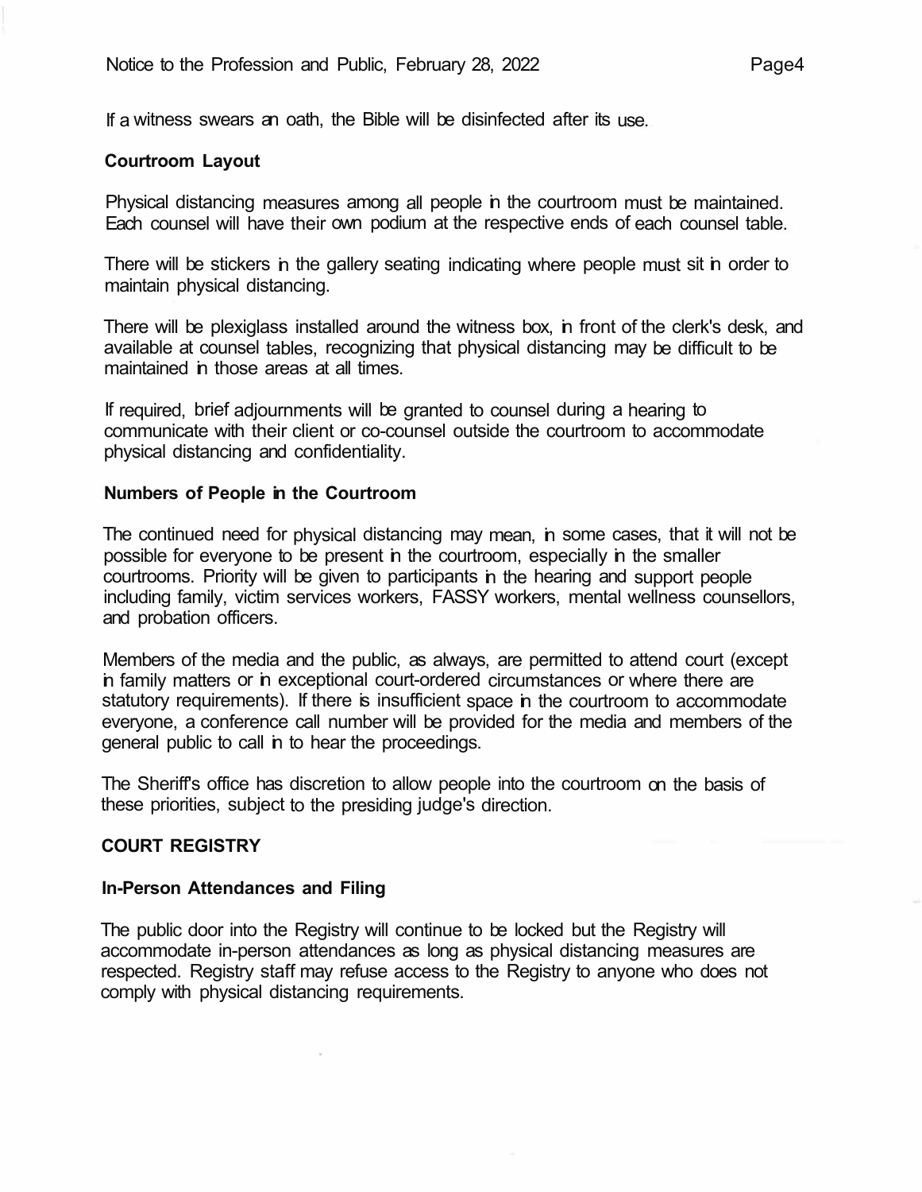If a witness swears an oath, the Bible will be disinfected after its use.

### Courtroom Layout

Physical distancing measures among all people in the courtroom must be maintained. Each counsel will have their own podium at the respective ends of each counsel table.

There will be stickers in the gallery seating indicating where people must sit in order to maintain physical distancing.

There will be plexiglass installed around the witness box, in front of the clerk's desk, and available at counsel tables, recognizing that physical distancing may be difficult to be maintained in those areas at all times.

If required, brief adjournments will be granted to counsel during a hearing to communicate with their client or co-counsel outside the courtroom to accommodate physical distancing and confidentiality.

### Numbers of People in the Courtroom

The continued need for physical distancing may mean, in some cases, that it will not be possible for everyone to be present in the courtroom, especially in the smaller courtrooms. Priority will be given to participants in the hearing and support people including family, victim services workers, FASSY workers, mental wellness counsellors, and probation officers.

Members of the media and the public, as always, are permitted to attend court (except in family matters or in exceptional court-ordered circumstances or where there are statutory requirements). If there is insufficient space in the courtroom to accommodate everyone, a conference call number will be provided for the media and members of the general public to call in to hear the proceedings.

The Sheriff's office has discretion to allow people into the courtroom on the basis of these priorities, subject to the presiding judge's direction.

## COURT REGISTRY

### In-Person Attendances and Filing

The public door into the Registry will continue to be locked but the Registry will accommodate in-person attendances as long as physical distancing measures are respected. Registry staff may refuse access to the Registry to anyone who does not comply with physical distancing requirements.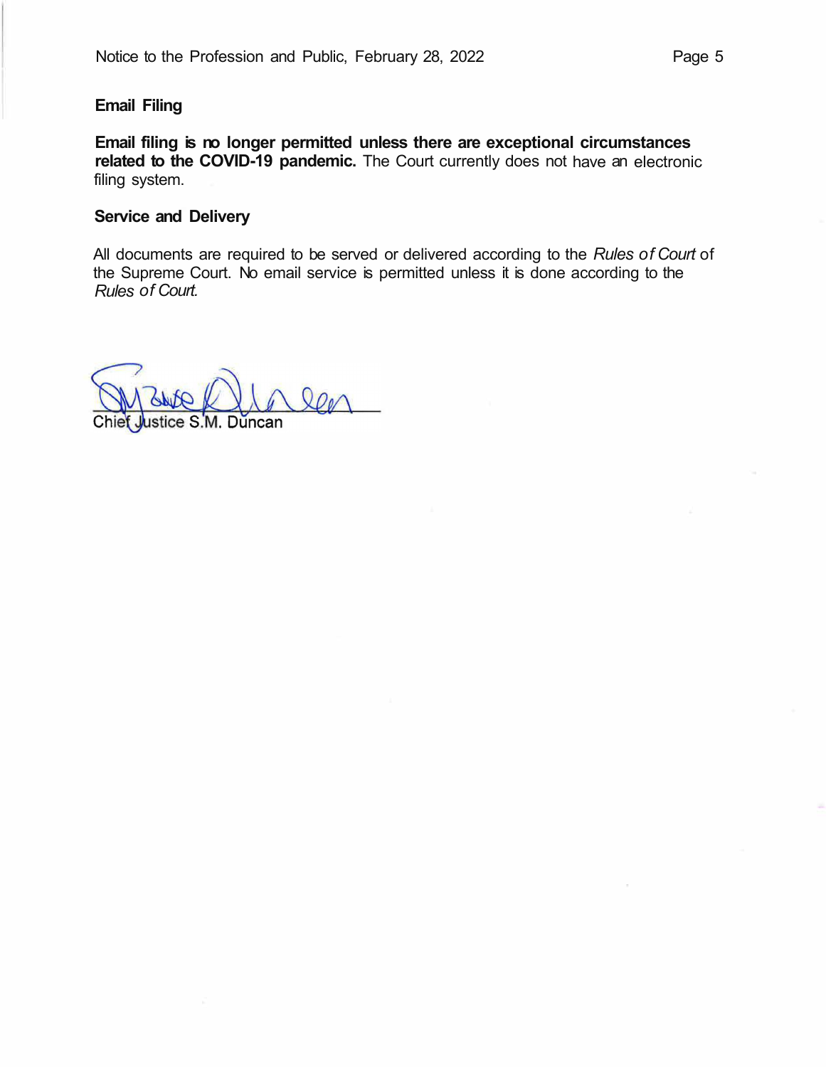## Email Filing

**Email filing is no longer permitted unless there are exceptional circumstances related to the COVID-19 pandemic.** The Court currently does not have an electronic filing system.

## Service and Delivery

All documents are required to be served or delivered according to the *Rules of Court* of the Supreme Court. No email service is permitted unless it is done according to the *Rules of Court.*

Chief Justice S.M. Duncan